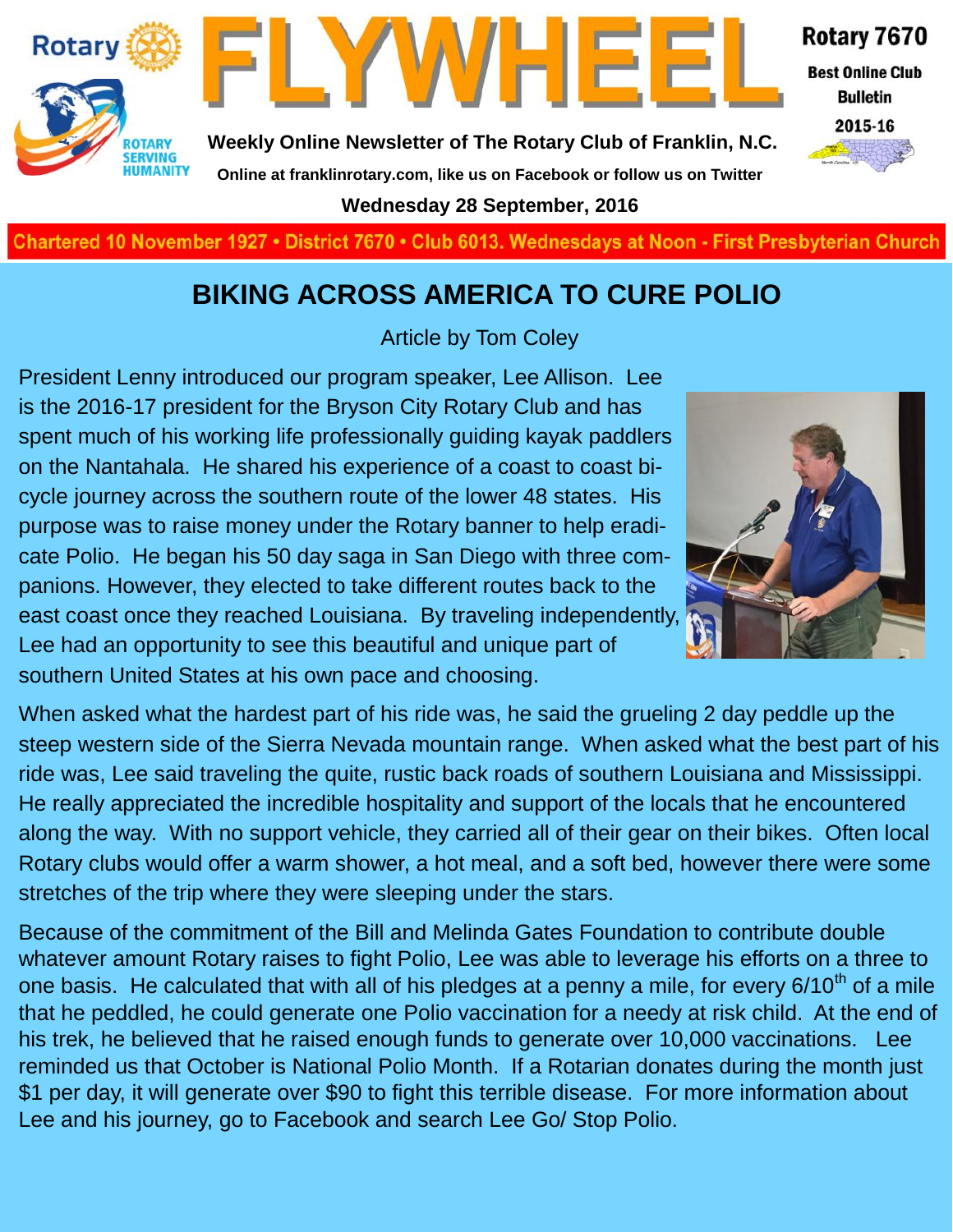# FLYWHEEL

**Rotary 7670**

**Best Online Club Bulletin 2015-16**

**Weekly Online Newsletter of The Rotary Club of Franklin, N.C.**

**Online at franklinrotary.com, like us on Facebook or follow us on Twitter**

**Wednesday 28 September, 2016**

**Chartered 10 November 1927 • District 7670 • Club 6013. Wednesdays at Noon - First Presbyterian Church**

## BIKING ACROSS AMERICA TO CURE POLIO

Article by Tom Coley

President Lenny introduced our program speaker, Lee Allison. Lee is the 2016-17 president for the Bryson City Rotary Club and has spent much of his working life professionally guiding kayak paddlers on the Nantahala. He shared his experience of a coast to coast bicycle journey across the southern route of the lower 48 states. His purpose was to raise money under the Rotary banner to help eradicate Polio. He began his 50 day saga in San Diego with three companions. However, they elected to take different routes back to the east coast once they reached Louisiana. By traveling independently, Lee had an opportunity to see this beautiful and unique part of southern United States at his own pace and choosing.

When asked what the hardest part of his ride was, he said the grueling 2 day peddle up the steep western side of the Sierra Nevada mountain range. When asked what the best part of his ride was, Lee said traveling the quite, rustic back roads of southern Louisiana and Mississippi. He really appreciated the incredible hospitality and support of the locals that he encountered along the way. With no support vehicle, they carried all of their gear on their bikes. Often local Rotary clubs would offer a warm shower, a hot meal, and a soft bed, however there were some stretches of the trip where they were sleeping under the stars.

Because of the commitment of the Bill and Melinda Gates Foundation to contribute double whatever amount Rotary raises to fight Polio, Lee was able to leverage his efforts on a three to one basis. He calculated that with all of his pledges at a penny a mile, for every 6/10th of a mile that he peddled, he could generate one Polio vaccination for a needy at risk child. At the end of his trek, he believed that he raised enough funds to generate over 10,000 vaccinations. Lee reminded us that October is National Polio Month. If a Rotarian donates during the month just $1 per day, it will generate over $90 to fight this terrible disease. For more information about Lee and his journey, go to Facebook and search Lee Go/ Stop Polio.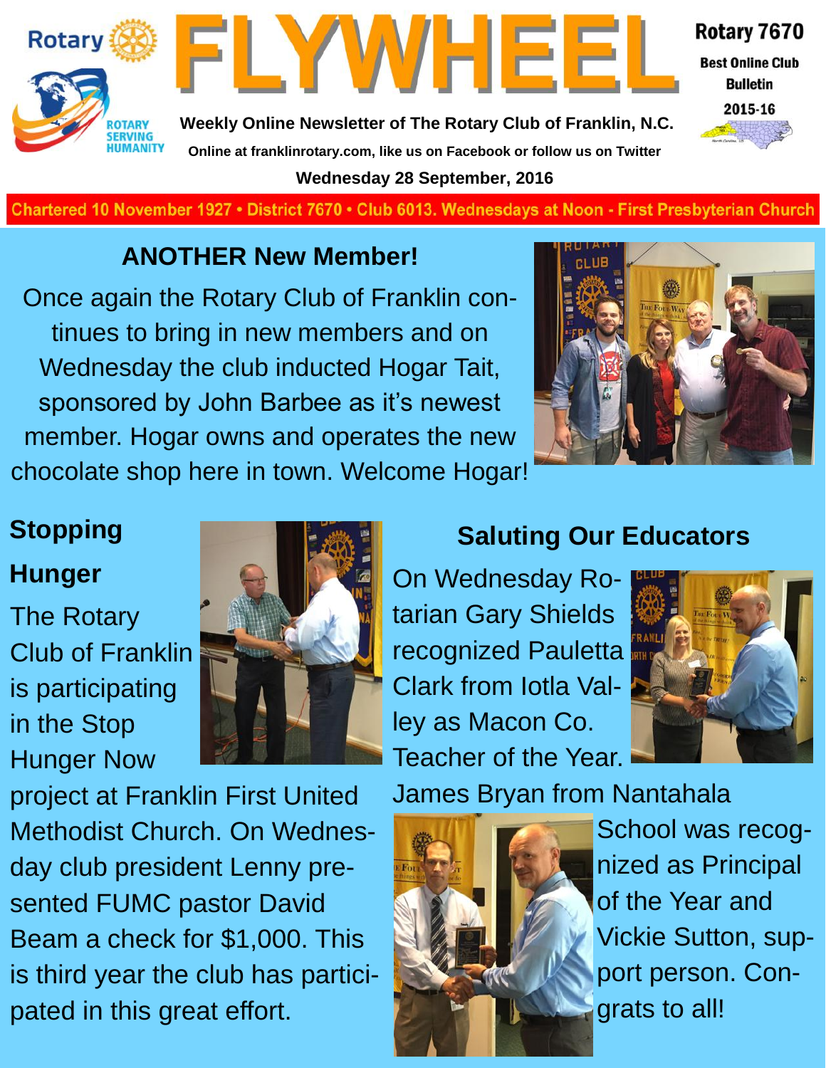# FLYWHEEL

Rotary 7670
**Best Online Club Bulletin**
2015-16

**Weekly Online Newsletter of The Rotary Club of Franklin, N.C.**

**Online at franklinrotary.com, like us on Facebook or follow us on Twitter**

**Wednesday 28 September, 2016**

**Chartered 10 November 1927 • District 7670 • Club 6013. Wednesdays at Noon - First Presbyterian Church**

## ANOTHER New Member!

Once again the Rotary Club of Franklin continues to bring in new members and on Wednesday the club inducted Hogar Tait, sponsored by John Barbee as it's newest member. Hogar owns and operates the new chocolate shop here in town. Welcome Hogar!

## Stopping Hunger

The Rotary Club of Franklin is participating in the Stop Hunger Now project at Franklin First United Methodist Church. On Wednesday club president Lenny presented FUMC pastor David Beam a check for $1,000. This is third year the club has participated in this great effort.

## Saluting Our Educators

On Wednesday Rotarian Gary Shields recognized Pauletta Clark from Iotla Valley as Macon Co. Teacher of the Year. James Bryan from Nantahala School was recognized as Principal of the Year and Vickie Sutton, support person. Congrats to all!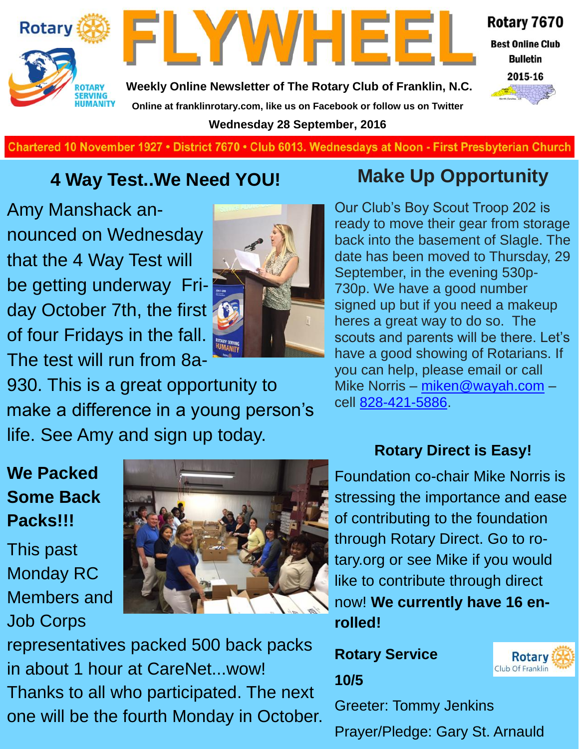Rotary

ROTARY SERVING HUMANITY

# FLYWHEEL

Weekly Online Newsletter of The Rotary Club of Franklin, N.C.

Online at franklinrotary.com, like us on Facebook or follow us on Twitter

Wednesday 28 September, 2016

Rotary 7670

Best Online Club Bulletin

2015-16

Chartered 10 November 1927 • District 7670 • Club 6013. Wednesdays at Noon - First Presbyterian Church

## 4 Way Test..We Need YOU!

Amy Manshack announced on Wednesday that the 4 Way Test will be getting underway Friday October 7th, the first of four Fridays in the fall. The test will run from 8a-930. This is a great opportunity to make a difference in a young person's life. See Amy and sign up today.

## We Packed Some Back Packs!!!

This past Monday RC Members and Job Corps representatives packed 500 back packs in about 1 hour at CareNet...wow! Thanks to all who participated. The next one will be the fourth Monday in October.

## Make Up Opportunity

Our Club's Boy Scout Troop 202 is ready to move their gear from storage back into the basement of Slagle. The date has been moved to Thursday, 29 September, in the evening 530p-730p. We have a good number signed up but if you need a makeup heres a great way to do so. The scouts and parents will be there. Let's have a good showing of Rotarians. If you can help, please email or call Mike Norris – miken@wayah.com – cell 828-421-5886.

### Rotary Direct is Easy!

Foundation co-chair Mike Norris is stressing the importance and ease of contributing to the foundation through Rotary Direct. Go to rotary.org or see Mike if you would like to contribute through direct now! **We currently have 16 enrolled!**

**Rotary Service**

**10/5**

Greeter: Tommy Jenkins

Prayer/Pledge: Gary St. Arnauld

Rotary Club Of Franklin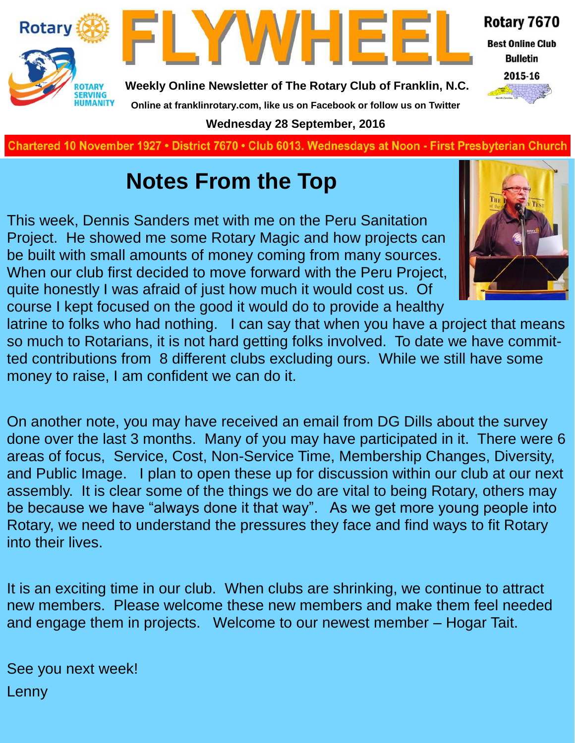# FLYWHEEL

**Rotary 7670**

**Best Online Club Bulletin**

**2015-16**

**Weekly Online Newsletter of The Rotary Club of Franklin, N.C.**

**Online at franklinrotary.com, like us on Facebook or follow us on Twitter**

**Wednesday 28 September, 2016**

**Chartered 10 November 1927 • District 7670 • Club 6013. Wednesdays at Noon - First Presbyterian Church**

## Notes From the Top

This week, Dennis Sanders met with me on the Peru Sanitation Project. He showed me some Rotary Magic and how projects can be built with small amounts of money coming from many sources. When our club first decided to move forward with the Peru Project, quite honestly I was afraid of just how much it would cost us. Of course I kept focused on the good it would do to provide a healthy latrine to folks who had nothing. I can say that when you have a project that means so much to Rotarians, it is not hard getting folks involved. To date we have committed contributions from 8 different clubs excluding ours. While we still have some money to raise, I am confident we can do it.

On another note, you may have received an email from DG Dills about the survey done over the last 3 months. Many of you may have participated in it. There were 6 areas of focus, Service, Cost, Non-Service Time, Membership Changes, Diversity, and Public Image. I plan to open these up for discussion within our club at our next assembly. It is clear some of the things we do are vital to being Rotary, others may be because we have "always done it that way". As we get more young people into Rotary, we need to understand the pressures they face and find ways to fit Rotary into their lives.

It is an exciting time in our club. When clubs are shrinking, we continue to attract new members. Please welcome these new members and make them feel needed and engage them in projects. Welcome to our newest member – Hogar Tait.

See you next week!

Lenny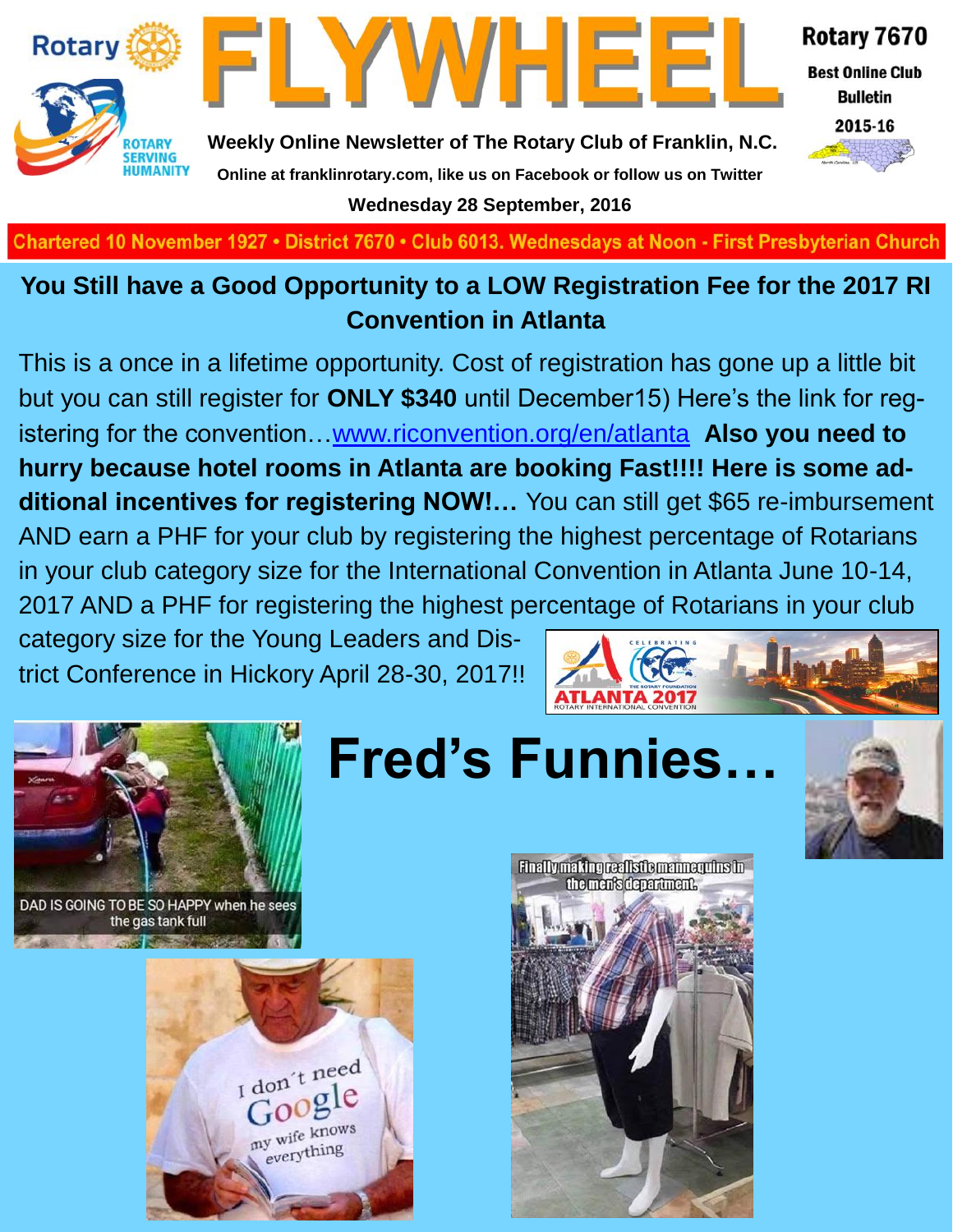# FLYWHEEL

Rotary 7670
Best Online Club Bulletin
2015-16

**Weekly Online Newsletter of The Rotary Club of Franklin, N.C.**

**Online at franklinrotary.com, like us on Facebook or follow us on Twitter**

**Wednesday 28 September, 2016**

Chartered 10 November 1927 • District 7670 • Club 6013. Wednesdays at Noon - First Presbyterian Church

## You Still have a Good Opportunity to a LOW Registration Fee for the 2017 RI Convention in Atlanta

This is a once in a lifetime opportunity. Cost of registration has gone up a little bit but you can still register for **ONLY $340** until December15) Here's the link for registering for the convention…[www.riconvention.org/en/atlanta](www.riconvention.org/en/atlanta) **Also you need to hurry because hotel rooms in Atlanta are booking Fast!!!! Here is some additional incentives for registering NOW!…** You can still get $65 re-imbursement AND earn a PHF for your club by registering the highest percentage of Rotarians in your club category size for the International Convention in Atlanta June 10-14, 2017 AND a PHF for registering the highest percentage of Rotarians in your club category size for the Young Leaders and District Conference in Hickory April 28-30, 2017!!

# Fred's Funnies…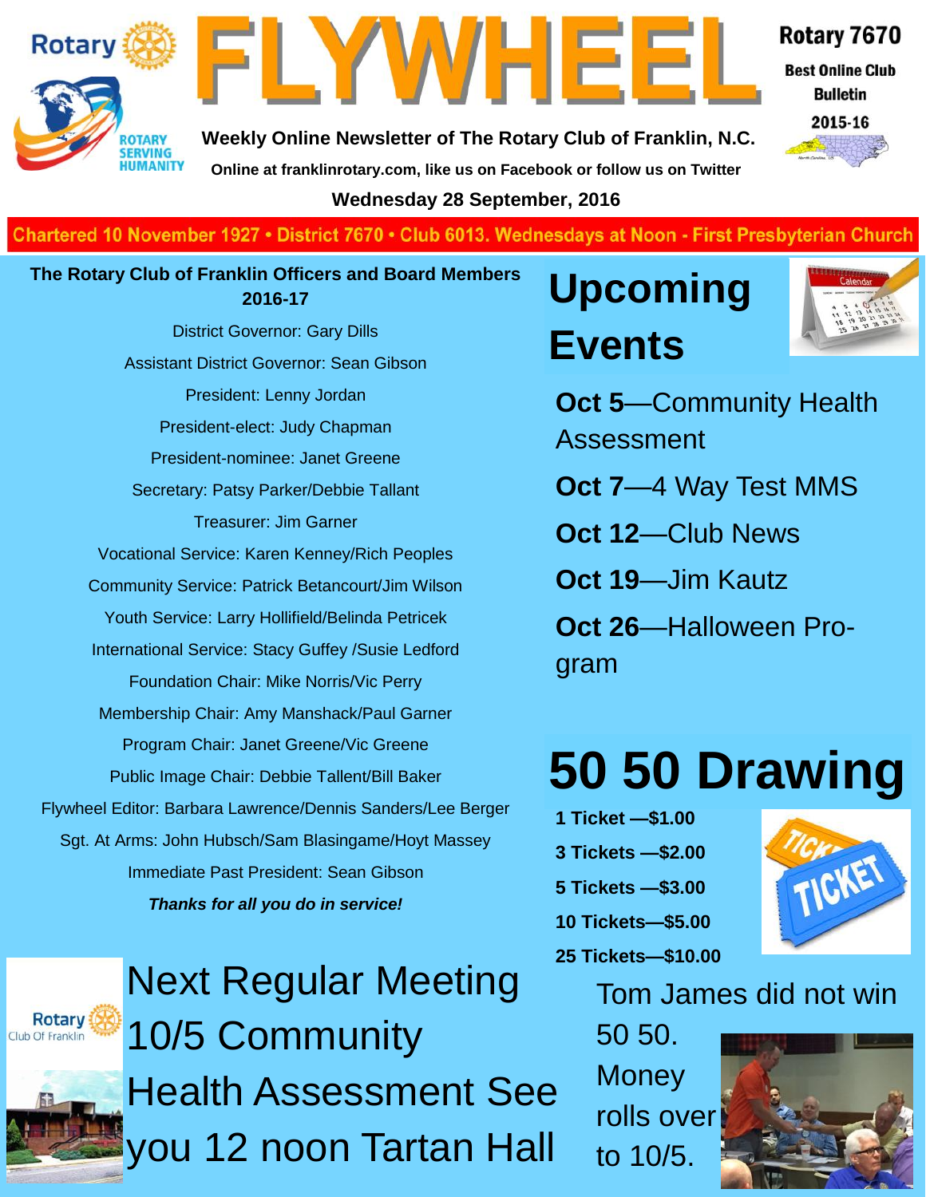# FLYWHEEL

Rotary 7670

Best Online Club Bulletin

2015-16

**Weekly Online Newsletter of The Rotary Club of Franklin, N.C.**

**Online at franklinrotary.com, like us on Facebook or follow us on Twitter**

**Wednesday 28 September, 2016**

Chartered 10 November 1927 • District 7670 • Club 6013. Wednesdays at Noon - First Presbyterian Church

**The Rotary Club of Franklin Officers and Board Members 2016-17**

District Governor: Gary Dills

Assistant District Governor: Sean Gibson

President: Lenny Jordan

President-elect: Judy Chapman

President-nominee: Janet Greene

Secretary: Patsy Parker/Debbie Tallant

Treasurer: Jim Garner

Vocational Service: Karen Kenney/Rich Peoples

Community Service: Patrick Betancourt/Jim Wilson

Youth Service: Larry Hollifield/Belinda Petricek

International Service: Stacy Guffey /Susie Ledford

Foundation Chair: Mike Norris/Vic Perry

Membership Chair: Amy Manshack/Paul Garner

Program Chair: Janet Greene/Vic Greene

Public Image Chair: Debbie Tallent/Bill Baker

Flywheel Editor: Barbara Lawrence/Dennis Sanders/Lee Berger

Sgt. At Arms: John Hubsch/Sam Blasingame/Hoyt Massey

Immediate Past President: Sean Gibson

***Thanks for all you do in service!***

Next Regular Meeting 10/5 Community Health Assessment See you 12 noon Tartan Hall

## Upcoming Events

**Oct 5**—Community Health Assessment

**Oct 7**—4 Way Test MMS

**Oct 12**—Club News

**Oct 19**—Jim Kautz

**Oct 26**—Halloween Program

## 50 50 Drawing

**1 Ticket —$1.00**

**3 Tickets —$2.00**

**5 Tickets —$3.00**

**10 Tickets—$5.00**

**25 Tickets—$10.00**

Tom James did not win 50 50. Money rolls over to 10/5.